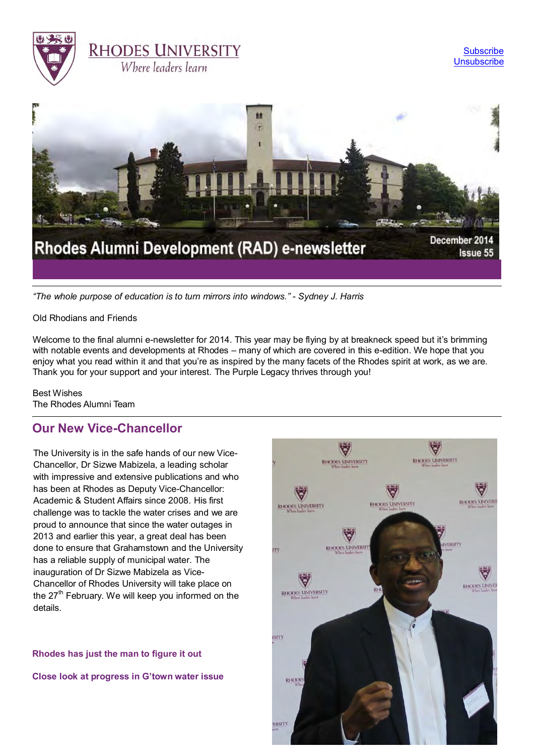RHODES UNIVERSITY
*Where leaders learn*

Subscribe
Unsubscribe

# Rhodes Alumni Development (RAD) e-newsletter

December 2014
Issue 55

*"The whole purpose of education is to turn mirrors into windows." - Sydney J. Harris*

Old Rhodians and Friends

Welcome to the final alumni e-newsletter for 2014. This year may be flying by at breakneck speed but it's brimming with notable events and developments at Rhodes – many of which are covered in this e-edition. We hope that you enjoy what you read within it and that you're as inspired by the many facets of the Rhodes spirit at work, as we are. Thank you for your support and your interest. The Purple Legacy thrives through you!

Best Wishes
The Rhodes Alumni Team

## Our New Vice-Chancellor

The University is in the safe hands of our new Vice-Chancellor, Dr Sizwe Mabizela, a leading scholar with impressive and extensive publications and who has been at Rhodes as Deputy Vice-Chancellor: Academic & Student Affairs since 2008. His first challenge was to tackle the water crises and we are proud to announce that since the water outages in 2013 and earlier this year, a great deal has been done to ensure that Grahamstown and the University has a reliable supply of municipal water. The inauguration of Dr Sizwe Mabizela as Vice-Chancellor of Rhodes University will take place on the 27th February. We will keep you informed on the details.

**Rhodes has just the man to figure it out**

**Close look at progress in G'town water issue**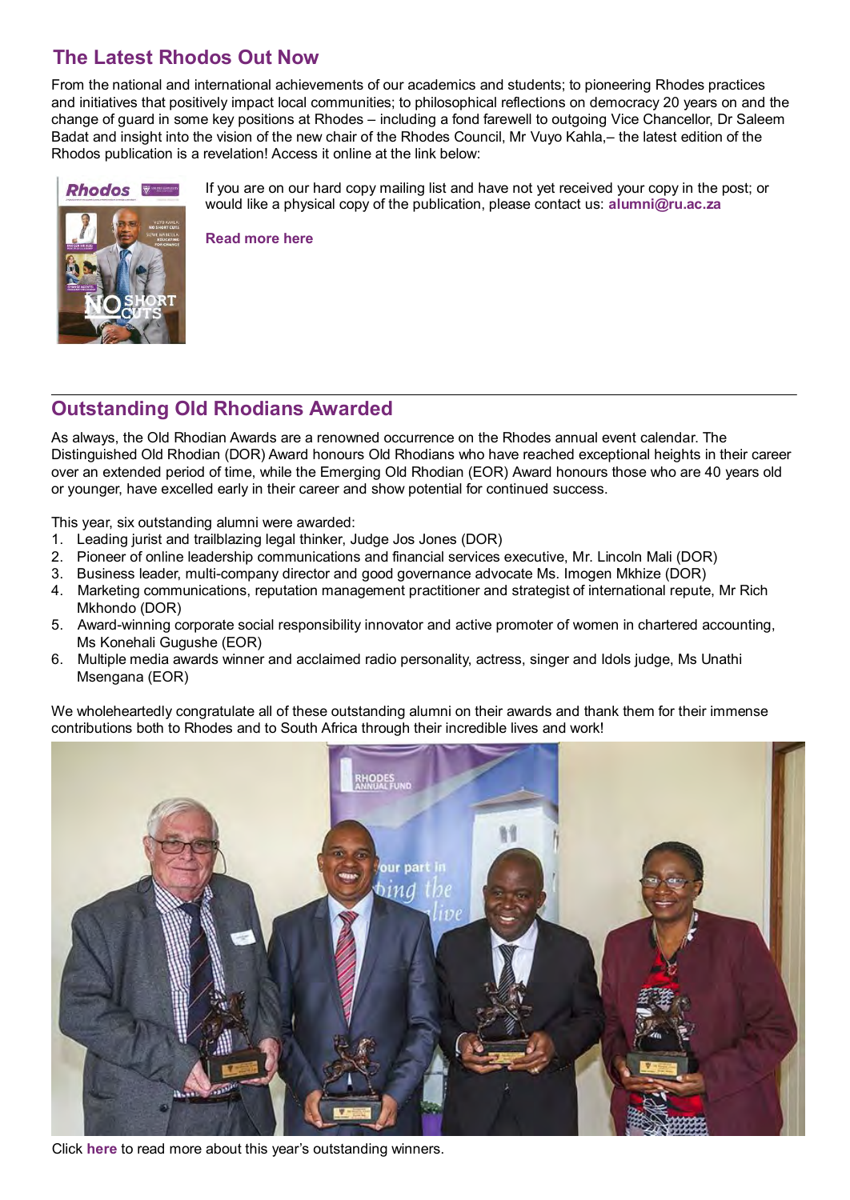## The Latest Rhodos Out Now

From the national and international achievements of our academics and students; to pioneering Rhodes practices and initiatives that positively impact local communities; to philosophical reflections on democracy 20 years on and the change of guard in some key positions at Rhodes – including a fond farewell to outgoing Vice Chancellor, Dr Saleem Badat and insight into the vision of the new chair of the Rhodes Council, Mr Vuyo Kahla,– the latest edition of the Rhodos publication is a revelation! Access it online at the link below:

If you are on our hard copy mailing list and have not yet received your copy in the post; or would like a physical copy of the publication, please contact us: **alumni@ru.ac.za**

**Read more here**

---

## Outstanding Old Rhodians Awarded

As always, the Old Rhodian Awards are a renowned occurrence on the Rhodes annual event calendar. The Distinguished Old Rhodian (DOR) Award honours Old Rhodians who have reached exceptional heights in their career over an extended period of time, while the Emerging Old Rhodian (EOR) Award honours those who are 40 years old or younger, have excelled early in their career and show potential for continued success.

This year, six outstanding alumni were awarded:

1. Leading jurist and trailblazing legal thinker, Judge Jos Jones (DOR)
2. Pioneer of online leadership communications and financial services executive, Mr. Lincoln Mali (DOR)
3. Business leader, multi-company director and good governance advocate Ms. Imogen Mkhize (DOR)
4. Marketing communications, reputation management practitioner and strategist of international repute, Mr Rich Mkhondo (DOR)
5. Award-winning corporate social responsibility innovator and active promoter of women in chartered accounting, Ms Konehali Gugushe (EOR)
6. Multiple media awards winner and acclaimed radio personality, actress, singer and Idols judge, Ms Unathi Msengana (EOR)

We wholeheartedly congratulate all of these outstanding alumni on their awards and thank them for their immense contributions both to Rhodes and to South Africa through their incredible lives and work!

Click **here** to read more about this year's outstanding winners.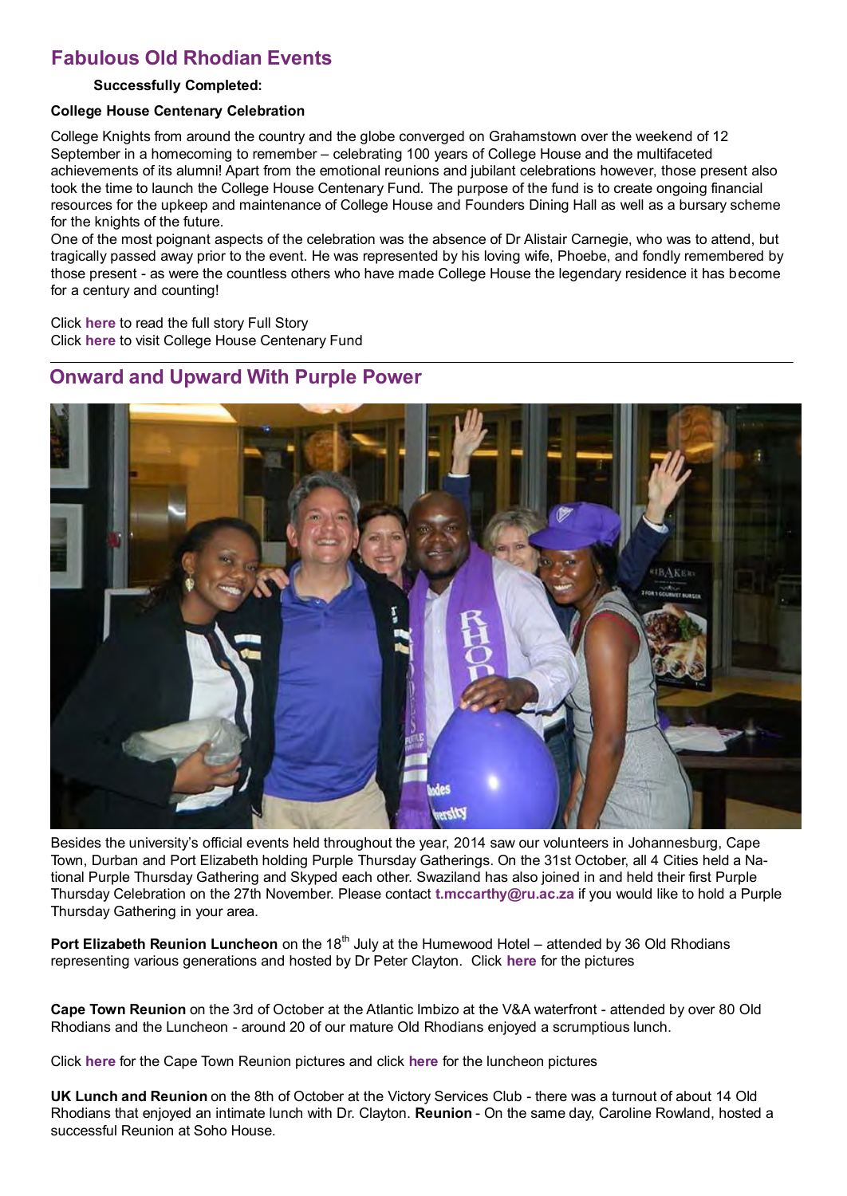## Fabulous Old Rhodian Events

**Successfully Completed:**

**College House Centenary Celebration**

College Knights from around the country and the globe converged on Grahamstown over the weekend of 12 September in a homecoming to remember – celebrating 100 years of College House and the multifaceted achievements of its alumni! Apart from the emotional reunions and jubilant celebrations however, those present also took the time to launch the College House Centenary Fund. The purpose of the fund is to create ongoing financial resources for the upkeep and maintenance of College House and Founders Dining Hall as well as a bursary scheme for the knights of the future.

One of the most poignant aspects of the celebration was the absence of Dr Alistair Carnegie, who was to attend, but tragically passed away prior to the event. He was represented by his loving wife, Phoebe, and fondly remembered by those present - as were the countless others who have made College House the legendary residence it has become for a century and counting!

Click **here** to read the full story Full Story
Click **here** to visit College House Centenary Fund

---

## Onward and Upward With Purple Power

Besides the university's official events held throughout the year, 2014 saw our volunteers in Johannesburg, Cape Town, Durban and Port Elizabeth holding Purple Thursday Gatherings. On the 31st October, all 4 Cities held a National Purple Thursday Gathering and Skyped each other. Swaziland has also joined in and held their first Purple Thursday Celebration on the 27th November. Please contact **t.mccarthy@ru.ac.za** if you would like to hold a Purple Thursday Gathering in your area.

**Port Elizabeth Reunion Luncheon** on the 18th July at the Humewood Hotel – attended by 36 Old Rhodians representing various generations and hosted by Dr Peter Clayton. Click **here** for the pictures

**Cape Town Reunion** on the 3rd of October at the Atlantic Imbizo at the V&A waterfront - attended by over 80 Old Rhodians and the Luncheon - around 20 of our mature Old Rhodians enjoyed a scrumptious lunch.

Click **here** for the Cape Town Reunion pictures and click **here** for the luncheon pictures

**UK Lunch and Reunion** on the 8th of October at the Victory Services Club - there was a turnout of about 14 Old Rhodians that enjoyed an intimate lunch with Dr. Clayton. **Reunion** - On the same day, Caroline Rowland, hosted a successful Reunion at Soho House.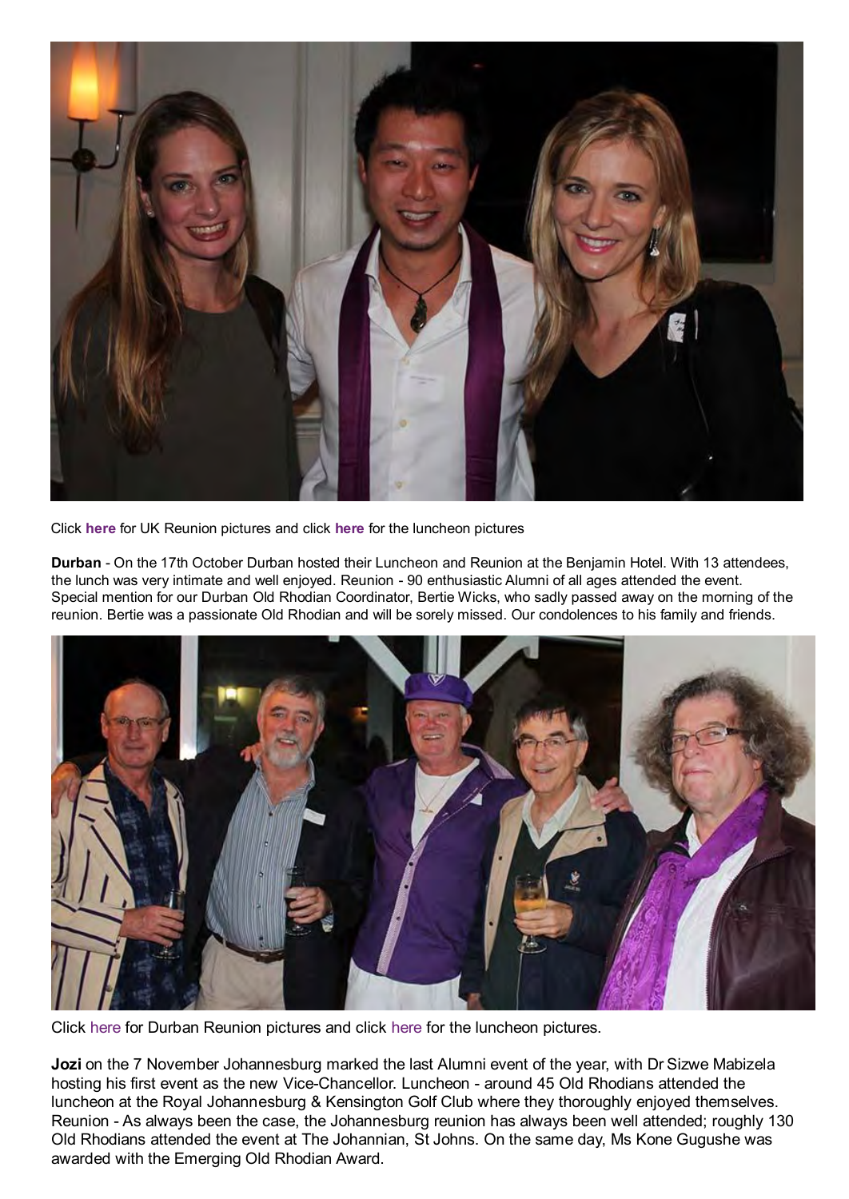Click **here** for UK Reunion pictures and click **here** for the luncheon pictures

**Durban** - On the 17th October Durban hosted their Luncheon and Reunion at the Benjamin Hotel. With 13 attendees, the lunch was very intimate and well enjoyed. Reunion - 90 enthusiastic Alumni of all ages attended the event. Special mention for our Durban Old Rhodian Coordinator, Bertie Wicks, who sadly passed away on the morning of the reunion. Bertie was a passionate Old Rhodian and will be sorely missed. Our condolences to his family and friends.

Click here for Durban Reunion pictures and click here for the luncheon pictures.

**Jozi** on the 7 November Johannesburg marked the last Alumni event of the year, with Dr Sizwe Mabizela hosting his first event as the new Vice-Chancellor. Luncheon - around 45 Old Rhodians attended the luncheon at the Royal Johannesburg & Kensington Golf Club where they thoroughly enjoyed themselves. Reunion - As always been the case, the Johannesburg reunion has always been well attended; roughly 130 Old Rhodians attended the event at The Johannian, St Johns. On the same day, Ms Kone Gugushe was awarded with the Emerging Old Rhodian Award.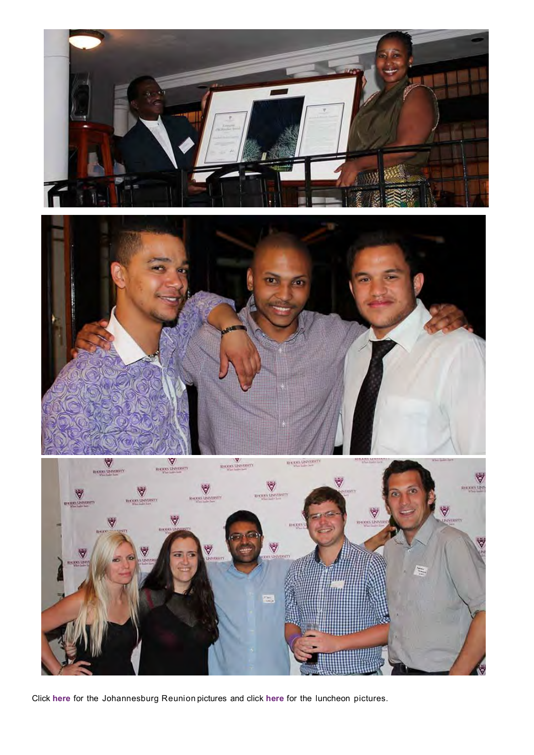Click **here** for the Johannesburg Reunion pictures and click **here** for the luncheon pictures.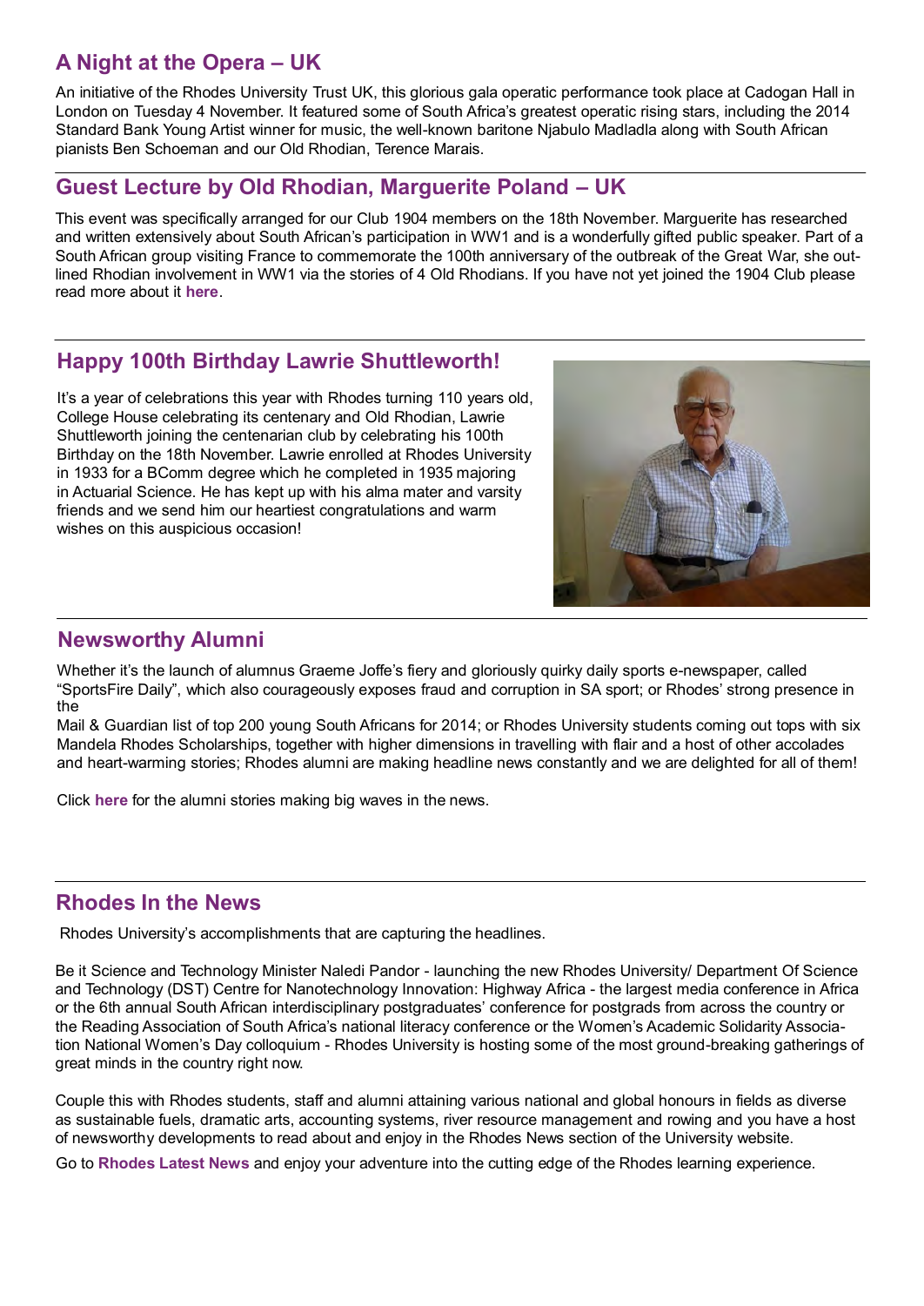## A Night at the Opera – UK

An initiative of the Rhodes University Trust UK, this glorious gala operatic performance took place at Cadogan Hall in London on Tuesday 4 November. It featured some of South Africa's greatest operatic rising stars, including the 2014 Standard Bank Young Artist winner for music, the well-known baritone Njabulo Madladla along with South African pianists Ben Schoeman and our Old Rhodian, Terence Marais.

## Guest Lecture by Old Rhodian, Marguerite Poland – UK

This event was specifically arranged for our Club 1904 members on the 18th November. Marguerite has researched and written extensively about South African's participation in WW1 and is a wonderfully gifted public speaker. Part of a South African group visiting France to commemorate the 100th anniversary of the outbreak of the Great War, she outlined Rhodian involvement in WW1 via the stories of 4 Old Rhodians. If you have not yet joined the 1904 Club please read more about it **here**.

## Happy 100th Birthday Lawrie Shuttleworth!

It's a year of celebrations this year with Rhodes turning 110 years old, College House celebrating its centenary and Old Rhodian, Lawrie Shuttleworth joining the centenarian club by celebrating his 100th Birthday on the 18th November. Lawrie enrolled at Rhodes University in 1933 for a BComm degree which he completed in 1935 majoring in Actuarial Science. He has kept up with his alma mater and varsity friends and we send him our heartiest congratulations and warm wishes on this auspicious occasion!

## Newsworthy Alumni

Whether it's the launch of alumnus Graeme Joffe's fiery and gloriously quirky daily sports e-newspaper, called "SportsFire Daily", which also courageously exposes fraud and corruption in SA sport; or Rhodes' strong presence in the Mail & Guardian list of top 200 young South Africans for 2014; or Rhodes University students coming out tops with six Mandela Rhodes Scholarships, together with higher dimensions in travelling with flair and a host of other accolades and heart-warming stories; Rhodes alumni are making headline news constantly and we are delighted for all of them!

Click **here** for the alumni stories making big waves in the news.

## Rhodes In the News

Rhodes University's accomplishments that are capturing the headlines.

Be it Science and Technology Minister Naledi Pandor - launching the new Rhodes University/ Department Of Science and Technology (DST) Centre for Nanotechnology Innovation: Highway Africa - the largest media conference in Africa or the 6th annual South African interdisciplinary postgraduates' conference for postgrads from across the country or the Reading Association of South Africa's national literacy conference or the Women's Academic Solidarity Association National Women's Day colloquium - Rhodes University is hosting some of the most ground-breaking gatherings of great minds in the country right now.

Couple this with Rhodes students, staff and alumni attaining various national and global honours in fields as diverse as sustainable fuels, dramatic arts, accounting systems, river resource management and rowing and you have a host of newsworthy developments to read about and enjoy in the Rhodes News section of the University website.

Go to **Rhodes Latest News** and enjoy your adventure into the cutting edge of the Rhodes learning experience.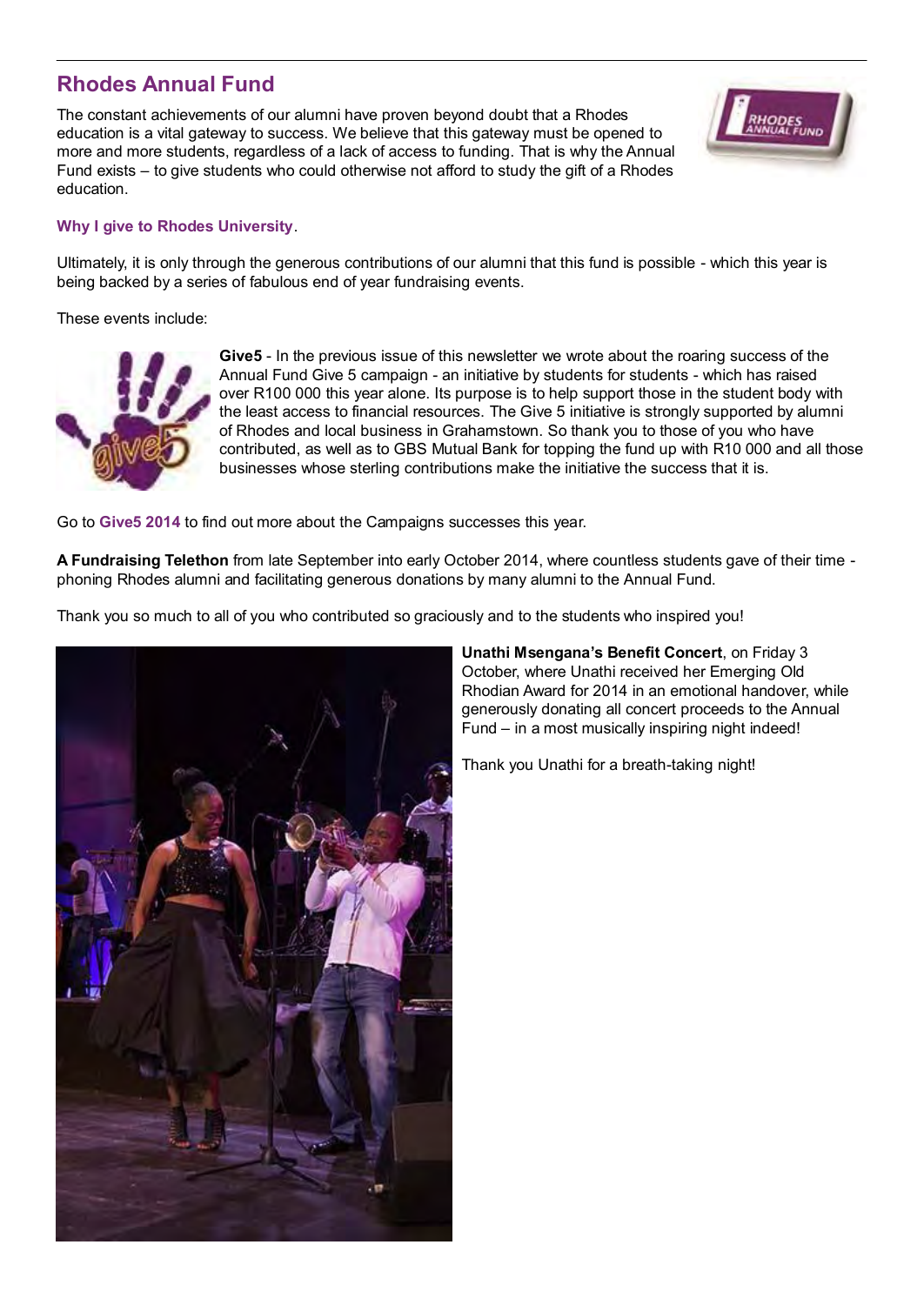## Rhodes Annual Fund

The constant achievements of our alumni have proven beyond doubt that a Rhodes education is a vital gateway to success. We believe that this gateway must be opened to more and more students, regardless of a lack of access to funding. That is why the Annual Fund exists – to give students who could otherwise not afford to study the gift of a Rhodes education.

**Why I give to Rhodes University**.

Ultimately, it is only through the generous contributions of our alumni that this fund is possible - which this year is being backed by a series of fabulous end of year fundraising events.

These events include:

**Give5** - In the previous issue of this newsletter we wrote about the roaring success of the Annual Fund Give 5 campaign - an initiative by students for students - which has raised over R100 000 this year alone. Its purpose is to help support those in the student body with the least access to financial resources. The Give 5 initiative is strongly supported by alumni of Rhodes and local business in Grahamstown. So thank you to those of you who have contributed, as well as to GBS Mutual Bank for topping the fund up with R10 000 and all those businesses whose sterling contributions make the initiative the success that it is.

Go to **Give5 2014** to find out more about the Campaigns successes this year.

**A Fundraising Telethon** from late September into early October 2014, where countless students gave of their time - phoning Rhodes alumni and facilitating generous donations by many alumni to the Annual Fund.

Thank you so much to all of you who contributed so graciously and to the students who inspired you!

**Unathi Msengana's Benefit Concert**, on Friday 3 October, where Unathi received her Emerging Old Rhodian Award for 2014 in an emotional handover, while generously donating all concert proceeds to the Annual Fund – in a most musically inspiring night indeed!

Thank you Unathi for a breath-taking night!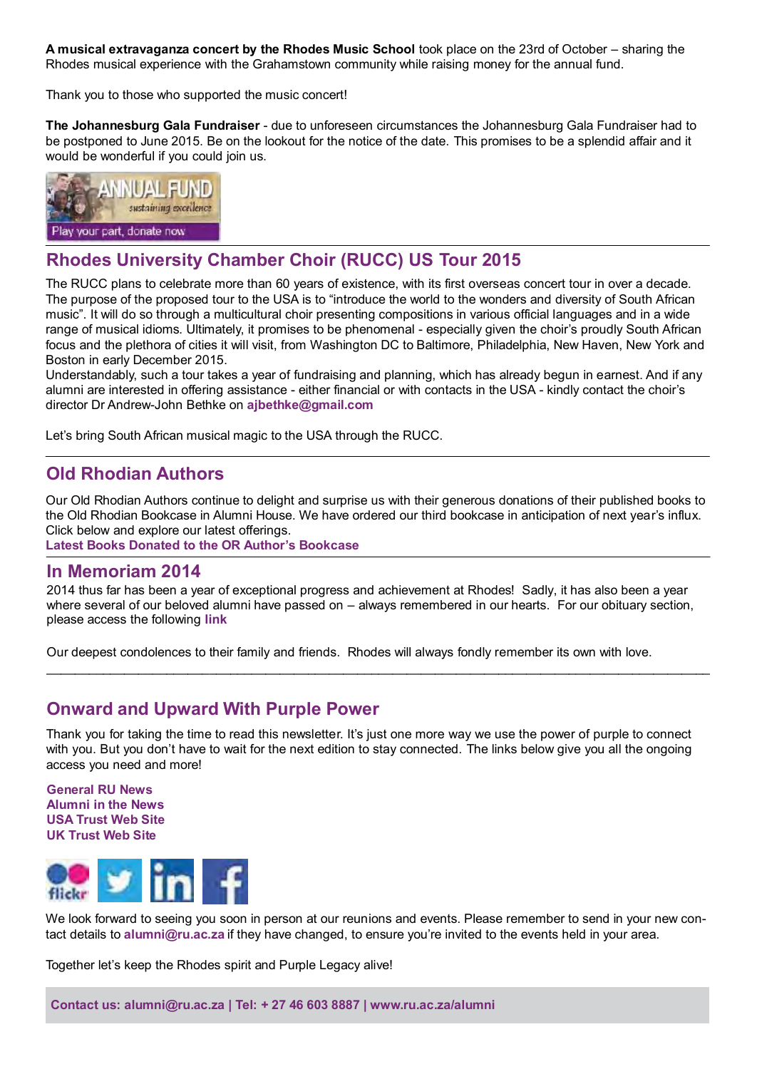**A musical extravaganza concert by the Rhodes Music School** took place on the 23rd of October – sharing the Rhodes musical experience with the Grahamstown community while raising money for the annual fund.

Thank you to those who supported the music concert!

**The Johannesburg Gala Fundraiser** - due to unforeseen circumstances the Johannesburg Gala Fundraiser had to be postponed to June 2015. Be on the lookout for the notice of the date. This promises to be a splendid affair and it would be wonderful if you could join us.

ANNUAL FUND
sustaining excellence
Play your part, donate now

## Rhodes University Chamber Choir (RUCC) US Tour 2015

The RUCC plans to celebrate more than 60 years of existence, with its first overseas concert tour in over a decade. The purpose of the proposed tour to the USA is to "introduce the world to the wonders and diversity of South African music". It will do so through a multicultural choir presenting compositions in various official languages and in a wide range of musical idioms. Ultimately, it promises to be phenomenal - especially given the choir's proudly South African focus and the plethora of cities it will visit, from Washington DC to Baltimore, Philadelphia, New Haven, New York and Boston in early December 2015.
Understandably, such a tour takes a year of fundraising and planning, which has already begun in earnest. And if any alumni are interested in offering assistance - either financial or with contacts in the USA - kindly contact the choir's director Dr Andrew-John Bethke on **ajbethke@gmail.com**

Let's bring South African musical magic to the USA through the RUCC.

## Old Rhodian Authors

Our Old Rhodian Authors continue to delight and surprise us with their generous donations of their published books to the Old Rhodian Bookcase in Alumni House. We have ordered our third bookcase in anticipation of next year's influx. Click below and explore our latest offerings.
**Latest Books Donated to the OR Author's Bookcase**

## In Memoriam 2014

2014 thus far has been a year of exceptional progress and achievement at Rhodes! Sadly, it has also been a year where several of our beloved alumni have passed on – always remembered in our hearts. For our obituary section, please access the following **link**

Our deepest condolences to their family and friends. Rhodes will always fondly remember its own with love.

## Onward and Upward With Purple Power

Thank you for taking the time to read this newsletter. It's just one more way we use the power of purple to connect with you. But you don't have to wait for the next edition to stay connected. The links below give you all the ongoing access you need and more!

**General RU News**
**Alumni in the News**
**USA Trust Web Site**
**UK Trust Web Site**

We look forward to seeing you soon in person at our reunions and events. Please remember to send in your new contact details to **alumni@ru.ac.za** if they have changed, to ensure you're invited to the events held in your area.

Together let's keep the Rhodes spirit and Purple Legacy alive!

**Contact us: alumni@ru.ac.za | Tel: + 27 46 603 8887 | www.ru.ac.za/alumni**